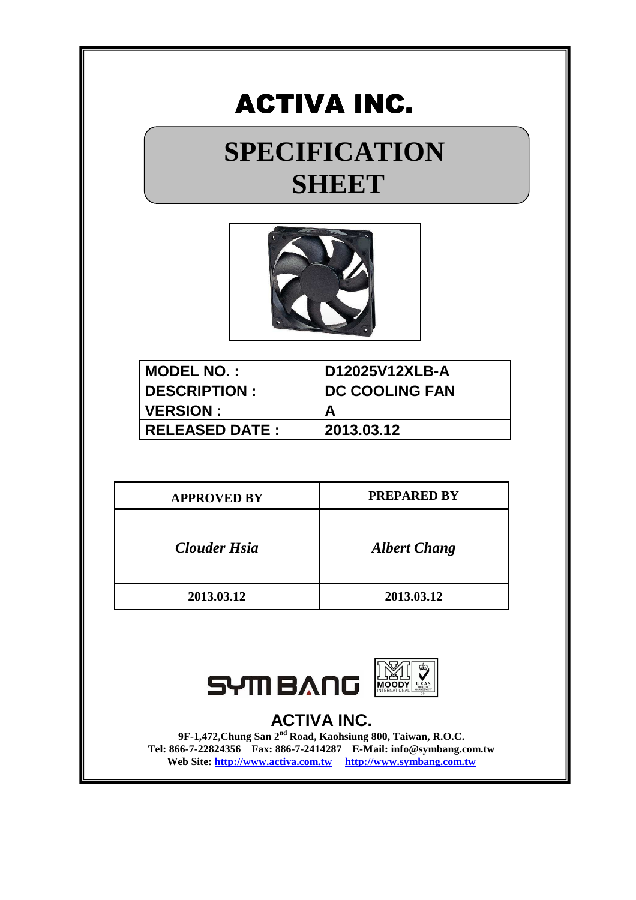# ACTIVA INC.

# SPECIFICATION SHEET

| MODEL NO. : | D12025V12XLB-A |
|---|---|
| DESCRIPTION : | DC COOLING FAN |
| VERSION : | A |
| RELEASED DATE : | 2013.03.12 |

| APPROVED BY | PREPARED BY |
|---|---|
| *Clouder Hsia* | *Albert Chang* |
| 2013.03.12 | 2013.03.12 |

SYM BANG

MOODY INTERNATIONAL UKAS

## ACTIVA INC.

**9F-1,472,Chung San 2nd Road, Kaohsiung 800, Taiwan, R.O.C.**
**Tel: 866-7-22824356 Fax: 886-7-2414287 E-Mail: info@symbang.com.tw**
**Web Site: http://www.activa.com.tw http://www.symbang.com.tw**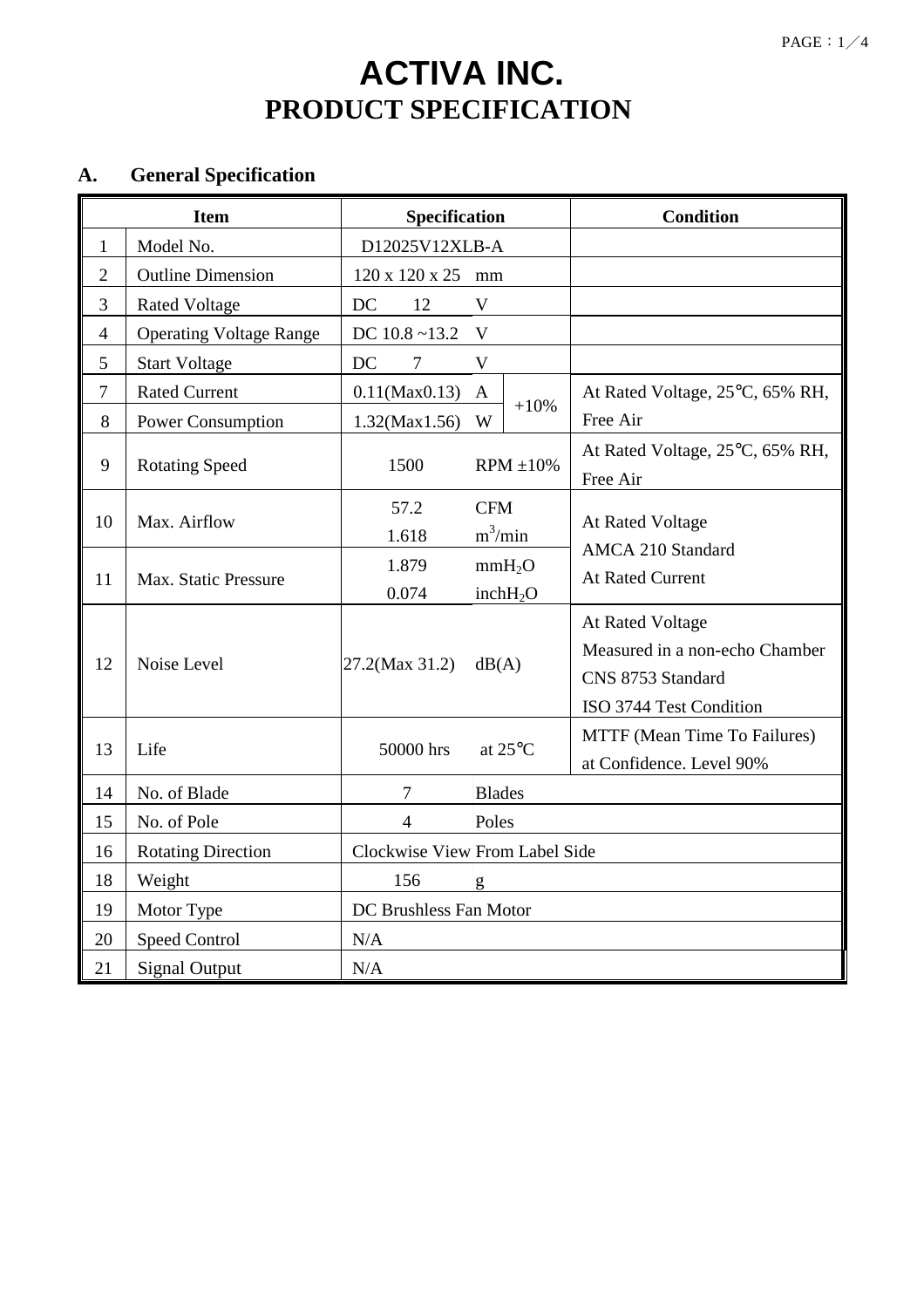# ACTIVA INC.

## PRODUCT SPECIFICATION

### A. General Specification

| Item | | Specification | | | Condition |
|---|---|---|---|---|---|
| 1 | Model No. | D12025V12XLB-A | | | |
| 2 | Outline Dimension | 120 x 120 x 25 | mm | | |
| 3 | Rated Voltage | DC 12 | V | | |
| 4 | Operating Voltage Range | DC 10.8 ~13.2 | V | | |
| 5 | Start Voltage | DC 7 | V | | |
| 7 | Rated Current | 0.11(Max0.13) | A | +10% | At Rated Voltage, 25℃, 65% RH, Free Air |
| 8 | Power Consumption | 1.32(Max1.56) | W | | |
| 9 | Rotating Speed | 1500 | RPM ±10% | | At Rated Voltage, 25℃, 65% RH, Free Air |
| 10 | Max. Airflow | 57.2<br>1.618 | CFM<br>$m^3$/min | | At Rated Voltage<br>AMCA 210 Standard<br>At Rated Current |
| 11 | Max. Static Pressure | 1.879<br>0.074 | mm$H_2O$<br>inch$H_2O$ | | |
| 12 | Noise Level | 27.2(Max 31.2) | dB(A) | | At Rated Voltage<br>Measured in a non-echo Chamber<br>CNS 8753 Standard<br>ISO 3744 Test Condition |
| 13 | Life | 50000 hrs | at 25℃ | | MTTF (Mean Time To Failures) at Confidence. Level 90% |
| 14 | No. of Blade | 7 | Blades | | |
| 15 | No. of Pole | 4 | Poles | | |
| 16 | Rotating Direction | Clockwise View From Label Side | | | |
| 18 | Weight | 156 | g | | |
| 19 | Motor Type | DC Brushless Fan Motor | | | |
| 20 | Speed Control | N/A | | | |
| 21 | Signal Output | N/A | | | |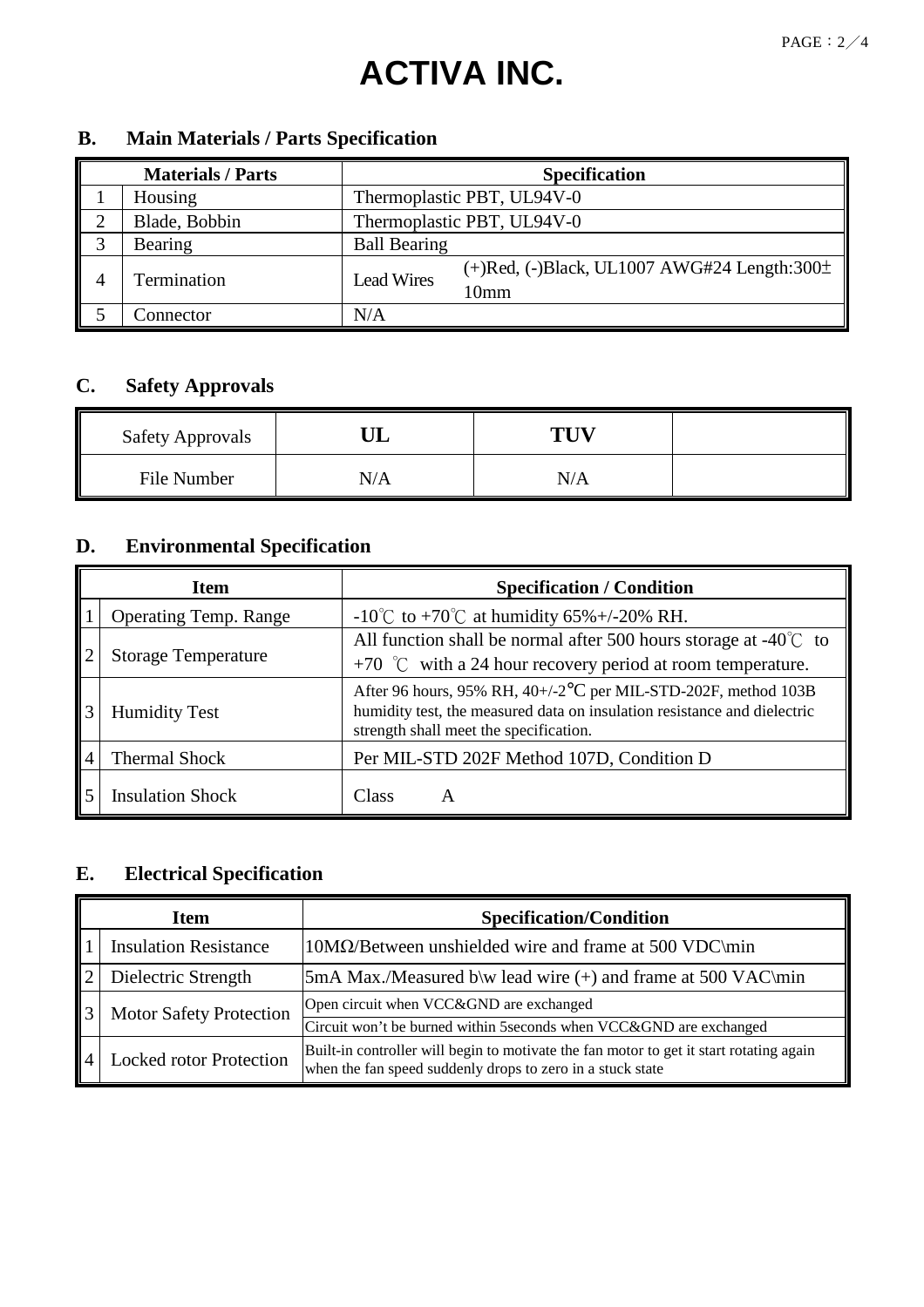# ACTIVA INC.

## B. Main Materials / Parts Specification

| | Materials / Parts | Specification | |
|---|---|---|---|
| 1 | Housing | Thermoplastic PBT, UL94V-0 | |
| 2 | Blade, Bobbin | Thermoplastic PBT, UL94V-0 | |
| 3 | Bearing | Ball Bearing | |
| 4 | Termination | Lead Wires | (+)Red, (-)Black, UL1007 AWG#24 Length:300±10mm |
| 5 | Connector | N/A | |

## C. Safety Approvals

| Safety Approvals | UL | TUV | |
|---|---|---|---|
| File Number | N/A | N/A | |

## D. Environmental Specification

| | Item | Specification / Condition |
|---|---|---|
| 1 | Operating Temp. Range | -10℃ to +70℃ at humidity 65%+/-20% RH. |
| 2 | Storage Temperature | All function shall be normal after 500 hours storage at -40℃ to +70 ℃ with a 24 hour recovery period at room temperature. |
| 3 | Humidity Test | After 96 hours, 95% RH, 40+/-2℃ per MIL-STD-202F, method 103B humidity test, the measured data on insulation resistance and dielectric strength shall meet the specification. |
| 4 | Thermal Shock | Per MIL-STD 202F Method 107D, Condition D |
| 5 | Insulation Shock | Class A |

## E. Electrical Specification

| | Item | Specification/Condition |
|---|---|---|
| 1 | Insulation Resistance | 10MΩ/Between unshielded wire and frame at 500 VDC\min |
| 2 | Dielectric Strength | 5mA Max./Measured b\w lead wire (+) and frame at 500 VAC\min |
| 3 | Motor Safety Protection | Open circuit when VCC&GND are exchanged |
| | | Circuit won't be burned within 5seconds when VCC&GND are exchanged |
| 4 | Locked rotor Protection | Built-in controller will begin to motivate the fan motor to get it start rotating again when the fan speed suddenly drops to zero in a stuck state |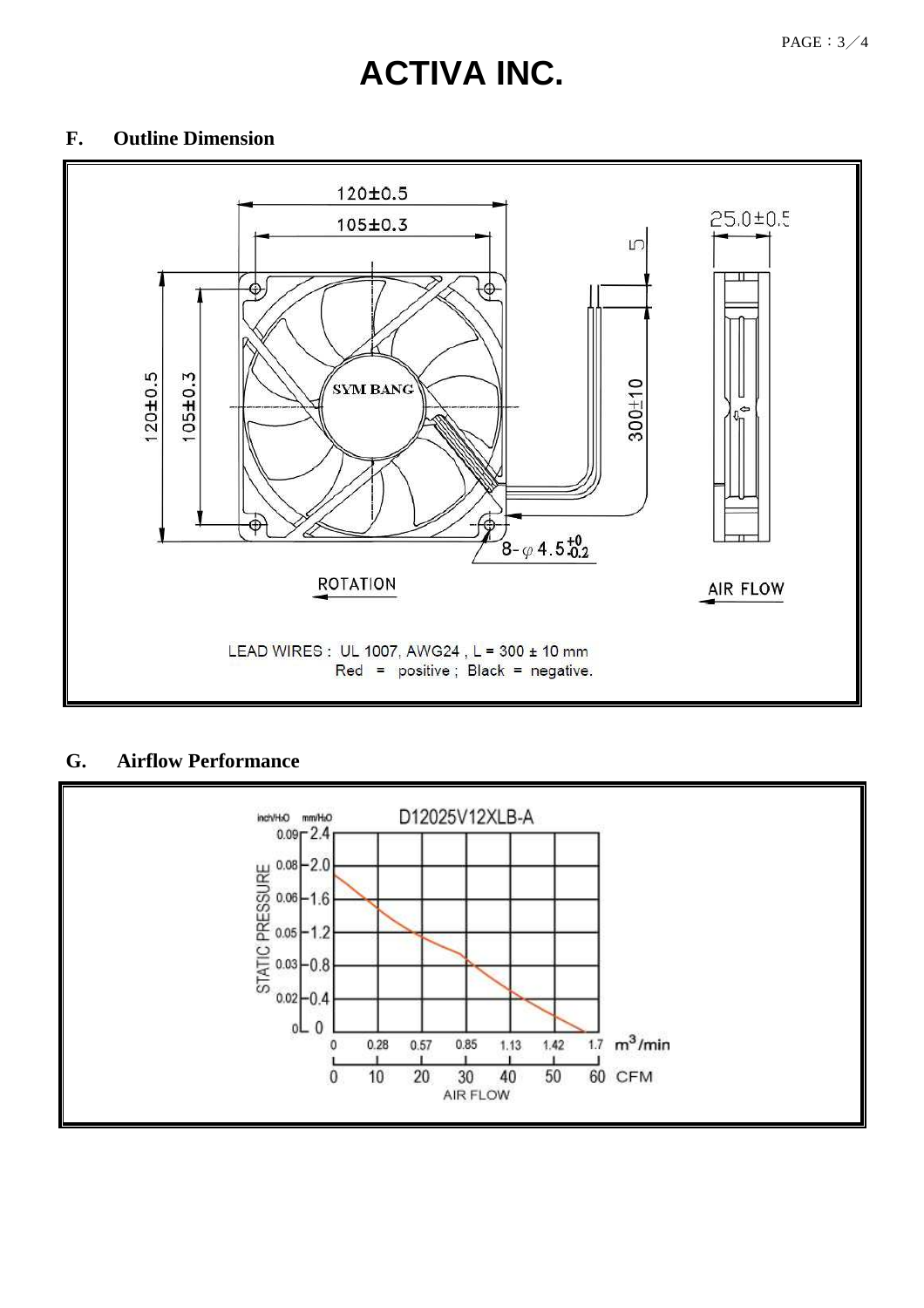# ACTIVA INC.

## F. Outline Dimension

120±0.5

105±0.3

25.0±0.5

5

300±10

8- φ 4.5 $^{+0}_{-0.2}$

ROTATION

AIR FLOW

LEAD WIRES : UL 1007, AWG24 , L = 300 ± 10 mm

Red = positive ; Black = negative.

## G. Airflow Performance

D12025V12XLB-A

STATIC PRESSURE (inch/$H_2O$, mm/$H_2O$)

AIR FLOW ($m^3$/min, CFM)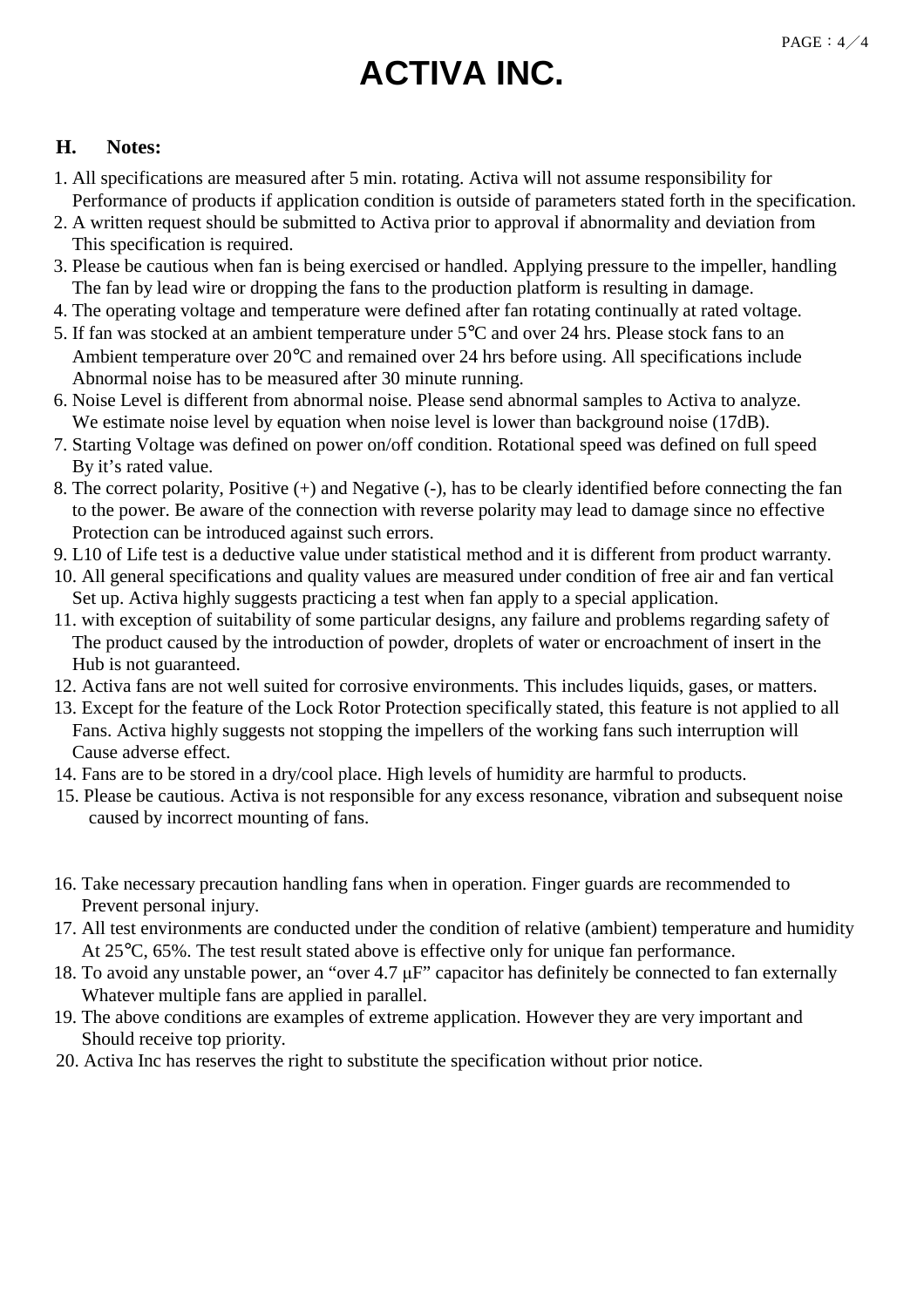# ACTIVA INC.

## H. Notes:

1. All specifications are measured after 5 min. rotating. Activa will not assume responsibility for Performance of products if application condition is outside of parameters stated forth in the specification.
2. A written request should be submitted to Activa prior to approval if abnormality and deviation from This specification is required.
3. Please be cautious when fan is being exercised or handled. Applying pressure to the impeller, handling The fan by lead wire or dropping the fans to the production platform is resulting in damage.
4. The operating voltage and temperature were defined after fan rotating continually at rated voltage.
5. If fan was stocked at an ambient temperature under 5℃ and over 24 hrs. Please stock fans to an Ambient temperature over 20℃ and remained over 24 hrs before using. All specifications include Abnormal noise has to be measured after 30 minute running.
6. Noise Level is different from abnormal noise. Please send abnormal samples to Activa to analyze. We estimate noise level by equation when noise level is lower than background noise (17dB).
7. Starting Voltage was defined on power on/off condition. Rotational speed was defined on full speed By it's rated value.
8. The correct polarity, Positive (+) and Negative (-), has to be clearly identified before connecting the fan to the power. Be aware of the connection with reverse polarity may lead to damage since no effective Protection can be introduced against such errors.
9. L10 of Life test is a deductive value under statistical method and it is different from product warranty.
10. All general specifications and quality values are measured under condition of free air and fan vertical Set up. Activa highly suggests practicing a test when fan apply to a special application.
11. with exception of suitability of some particular designs, any failure and problems regarding safety of The product caused by the introduction of powder, droplets of water or encroachment of insert in the Hub is not guaranteed.
12. Activa fans are not well suited for corrosive environments. This includes liquids, gases, or matters.
13. Except for the feature of the Lock Rotor Protection specifically stated, this feature is not applied to all Fans. Activa highly suggests not stopping the impellers of the working fans such interruption will Cause adverse effect.
14. Fans are to be stored in a dry/cool place. High levels of humidity are harmful to products.
15. Please be cautious. Activa is not responsible for any excess resonance, vibration and subsequent noise caused by incorrect mounting of fans.
16. Take necessary precaution handling fans when in operation. Finger guards are recommended to Prevent personal injury.
17. All test environments are conducted under the condition of relative (ambient) temperature and humidity At 25℃, 65%. The test result stated above is effective only for unique fan performance.
18. To avoid any unstable power, an "over 4.7 μF" capacitor has definitely be connected to fan externally Whatever multiple fans are applied in parallel.
19. The above conditions are examples of extreme application. However they are very important and Should receive top priority.
20. Activa Inc has reserves the right to substitute the specification without prior notice.